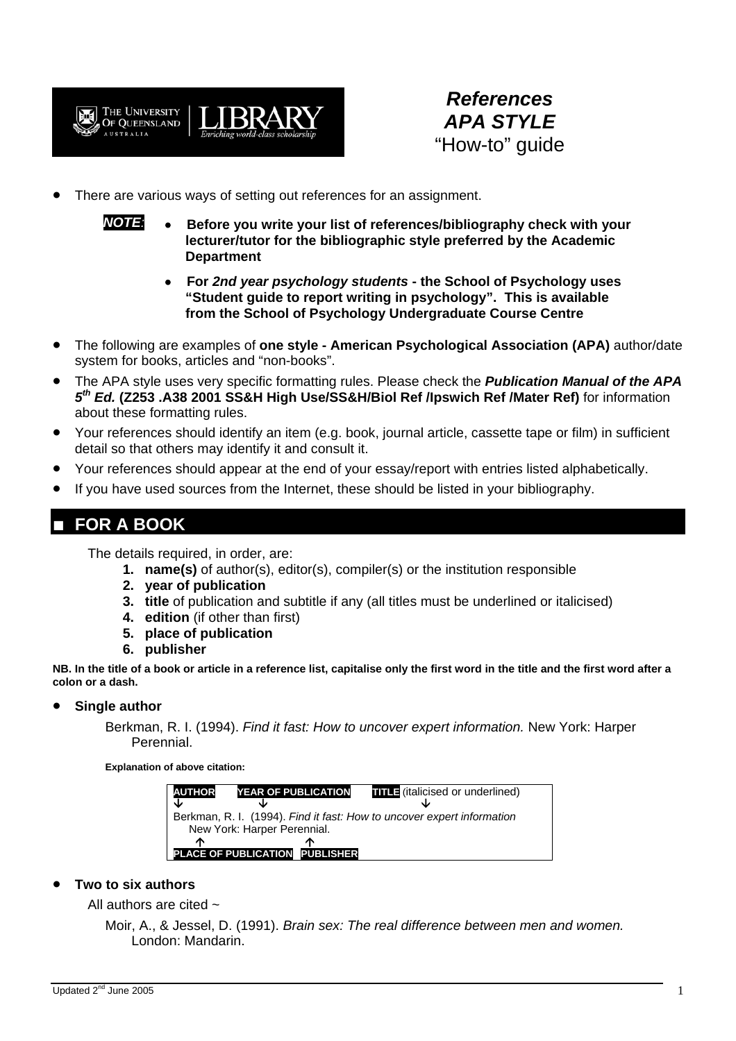# References
# APA STYLE
"How-to" guide

- There are various ways of setting out references for an assignment.

  ***NOTE:***
  - **Before you write your list of references/bibliography check with your lecturer/tutor for the bibliographic style preferred by the Academic Department**
  - **For *2nd year psychology students* - the School of Psychology uses "Student guide to report writing in psychology". This is available from the School of Psychology Undergraduate Course Centre**

- The following are examples of **one style - American Psychological Association (APA)** author/date system for books, articles and "non-books".
- The APA style uses very specific formatting rules. Please check the ***Publication Manual of the APA 5th Ed.*** **(Z253 .A38 2001 SS&H High Use/SS&H/Biol Ref /Ipswich Ref /Mater Ref)** for information about these formatting rules.
- Your references should identify an item (e.g. book, journal article, cassette tape or film) in sufficient detail so that others may identify it and consult it.
- Your references should appear at the end of your essay/report with entries listed alphabetically.
- If you have used sources from the Internet, these should be listed in your bibliography.

## ■ FOR A BOOK

The details required, in order, are:

1. **name(s)** of author(s), editor(s), compiler(s) or the institution responsible
2. **year of publication**
3. **title** of publication and subtitle if any (all titles must be underlined or italicised)
4. **edition** (if other than first)
5. **place of publication**
6. **publisher**

**NB. In the title of a book or article in a reference list, capitalise only the first word in the title and the first word after a colon or a dash.**

- **Single author**

  Berkman, R. I. (1994). *Find it fast: How to uncover expert information.* New York: Harper Perennial.

  **Explanation of above citation:**

  **AUTHOR** ↓ **YEAR OF PUBLICATION** ↓ **TITLE** (italicised or underlined) ↓

  Berkman, R. I. (1994). *Find it fast: How to uncover expert information*
  New York: Harper Perennial.

  ↑ **PLACE OF PUBLICATION** ↑ **PUBLISHER**

- **Two to six authors**

  All authors are cited ~

  Moir, A., & Jessel, D. (1991). *Brain sex: The real difference between men and women.* London: Mandarin.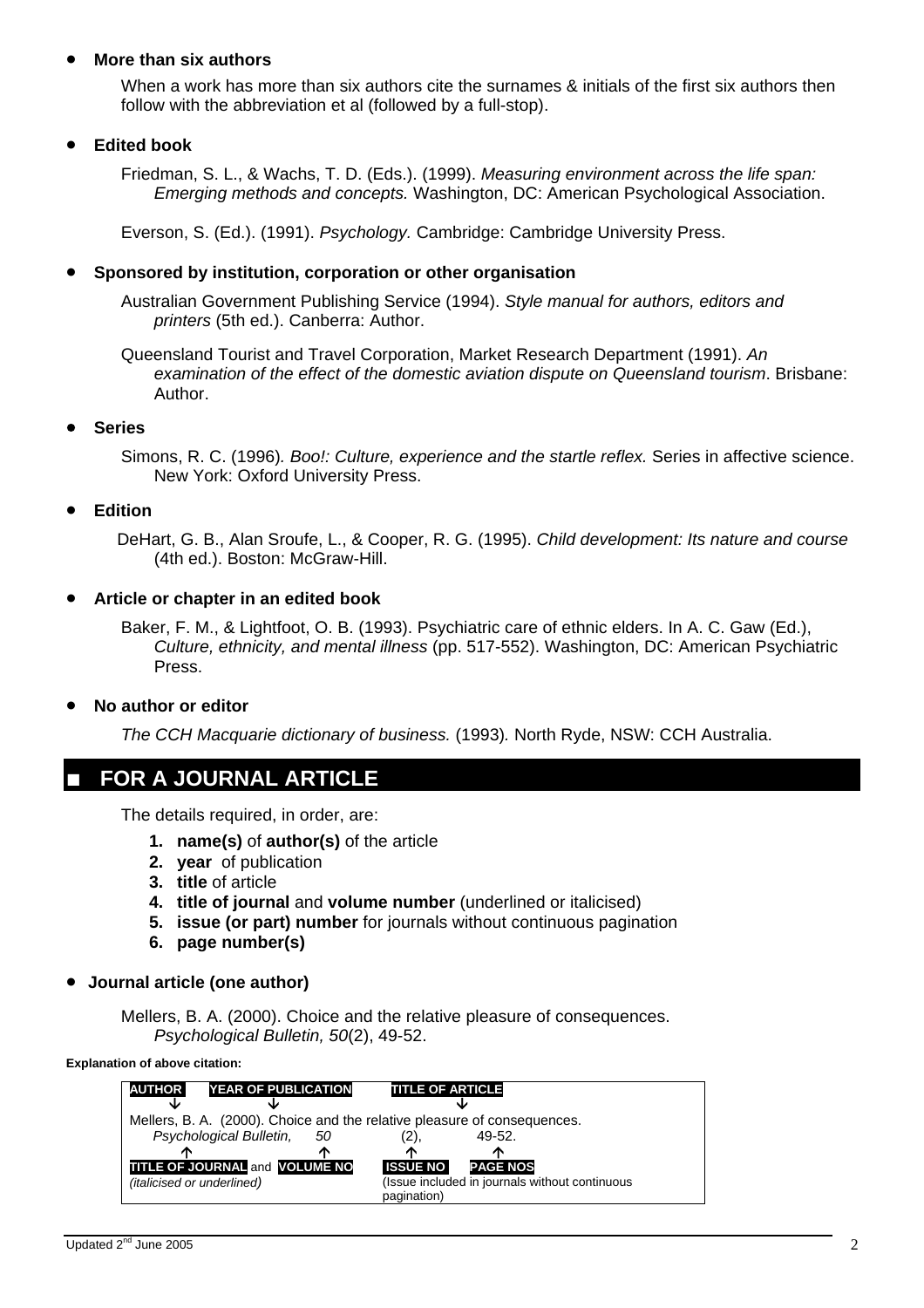- **More than six authors**

  When a work has more than six authors cite the surnames & initials of the first six authors then follow with the abbreviation et al (followed by a full-stop).

- **Edited book**

  Friedman, S. L., & Wachs, T. D. (Eds.). (1999). *Measuring environment across the life span: Emerging methods and concepts.* Washington, DC: American Psychological Association.

  Everson, S. (Ed.). (1991). *Psychology.* Cambridge: Cambridge University Press.

- **Sponsored by institution, corporation or other organisation**

  Australian Government Publishing Service (1994). *Style manual for authors, editors and printers* (5th ed.). Canberra: Author.

  Queensland Tourist and Travel Corporation, Market Research Department (1991). *An examination of the effect of the domestic aviation dispute on Queensland tourism*. Brisbane: Author.

- **Series**

  Simons, R. C. (1996)*. Boo!: Culture, experience and the startle reflex.* Series in affective science. New York: Oxford University Press.

- **Edition**

  DeHart, G. B., Alan Sroufe, L., & Cooper, R. G. (1995). *Child development: Its nature and course* (4th ed.). Boston: McGraw-Hill.

- **Article or chapter in an edited book**

  Baker, F. M., & Lightfoot, O. B. (1993). Psychiatric care of ethnic elders. In A. C. Gaw (Ed.), *Culture, ethnicity, and mental illness* (pp. 517-552). Washington, DC: American Psychiatric Press.

- **No author or editor**

  *The CCH Macquarie dictionary of business.* (1993)*.* North Ryde, NSW: CCH Australia.

## ■ FOR A JOURNAL ARTICLE

The details required, in order, are:

1. **name(s)** of **author(s)** of the article
2. **year** of publication
3. **title** of article
4. **title of journal** and **volume number** (underlined or italicised)
5. **issue (or part) number** for journals without continuous pagination
6. **page number(s)**

- **Journal article (one author)**

  Mellers, B. A. (2000). Choice and the relative pleasure of consequences. *Psychological Bulletin, 50*(2), 49-52.

**Explanation of above citation:**

**AUTHOR** ↓ **YEAR OF PUBLICATION** ↓ **TITLE OF ARTICLE** ↓

Mellers, B. A. (2000). Choice and the relative pleasure of consequences.
*Psychological Bulletin, 50* (2), 49-52.

↑ **TITLE OF JOURNAL** and ↑ **VOLUME NO** ↑ **ISSUE NO** ↑ **PAGE NOS**

*(italicised or underlined)* — (Issue included in journals without continuous pagination)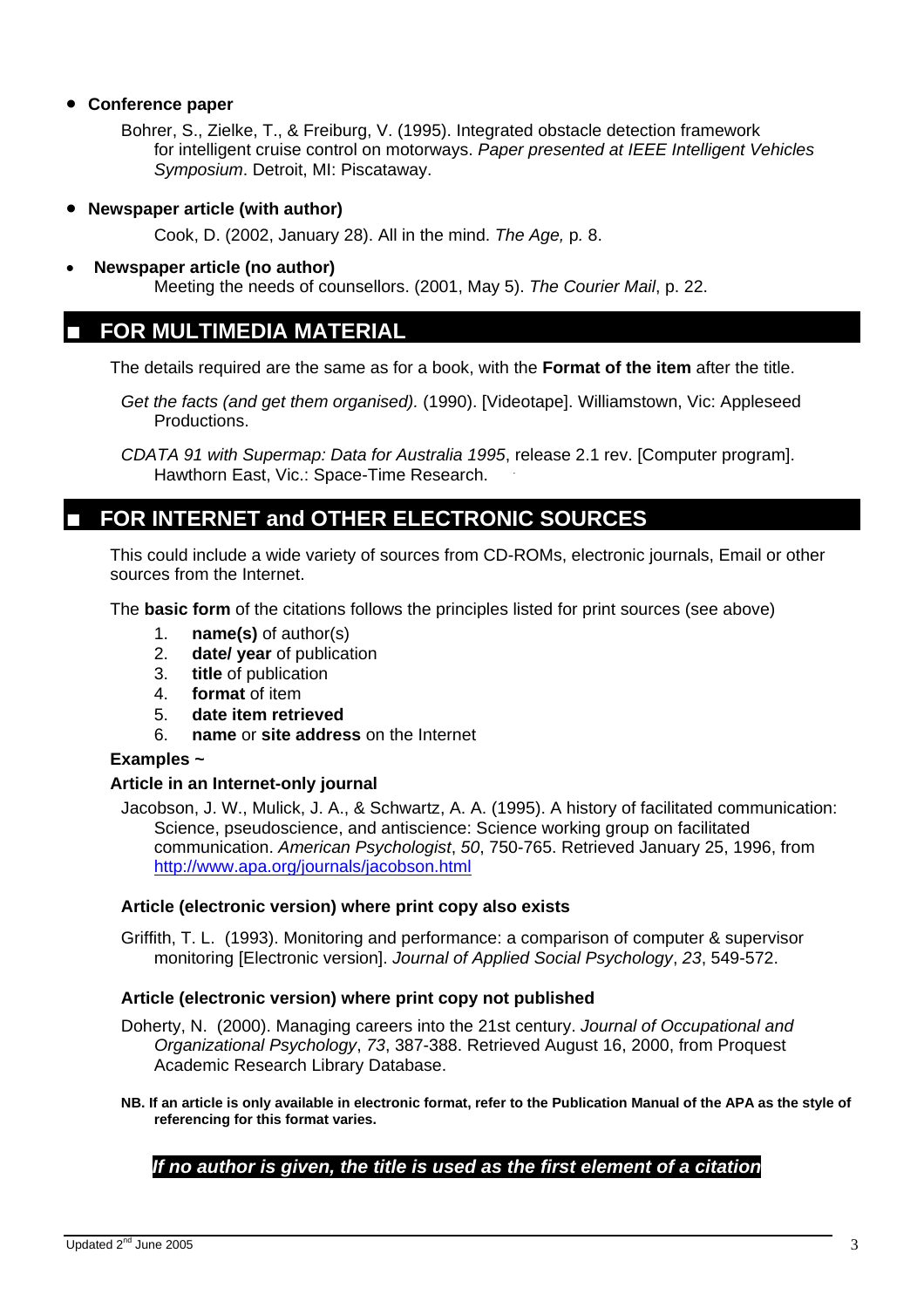- **Conference paper**

  Bohrer, S., Zielke, T., & Freiburg, V. (1995). Integrated obstacle detection framework for intelligent cruise control on motorways. *Paper presented at IEEE Intelligent Vehicles Symposium*. Detroit, MI: Piscataway.

- **Newspaper article (with author)**

  Cook, D. (2002, January 28). All in the mind. *The Age,* p. 8.

- **Newspaper article (no author)**

  Meeting the needs of counsellors. (2001, May 5). *The Courier Mail*, p. 22.

## ■ FOR MULTIMEDIA MATERIAL

The details required are the same as for a book, with the **Format of the item** after the title.

*Get the facts (and get them organised).* (1990). [Videotape]. Williamstown, Vic: Appleseed Productions.

*CDATA 91 with Supermap: Data for Australia 1995*, release 2.1 rev. [Computer program]. Hawthorn East, Vic.: Space-Time Research.

## ■ FOR INTERNET and OTHER ELECTRONIC SOURCES

This could include a wide variety of sources from CD-ROMs, electronic journals, Email or other sources from the Internet.

The **basic form** of the citations follows the principles listed for print sources (see above)

1. **name(s)** of author(s)
2. **date/ year** of publication
3. **title** of publication
4. **format** of item
5. **date item retrieved**
6. **name** or **site address** on the Internet

**Examples ~**

**Article in an Internet-only journal**

Jacobson, J. W., Mulick, J. A., & Schwartz, A. A. (1995). A history of facilitated communication: Science, pseudoscience, and antiscience: Science working group on facilitated communication. *American Psychologist*, *50*, 750-765. Retrieved January 25, 1996, from http://www.apa.org/journals/jacobson.html

**Article (electronic version) where print copy also exists**

Griffith, T. L. (1993). Monitoring and performance: a comparison of computer & supervisor monitoring [Electronic version]. *Journal of Applied Social Psychology*, *23*, 549-572.

**Article (electronic version) where print copy not published**

Doherty, N. (2000). Managing careers into the 21st century. *Journal of Occupational and Organizational Psychology*, *73*, 387-388. Retrieved August 16, 2000, from Proquest Academic Research Library Database.

**NB. If an article is only available in electronic format, refer to the Publication Manual of the APA as the style of referencing for this format varies.**

***If no author is given, the title is used as the first element of a citation***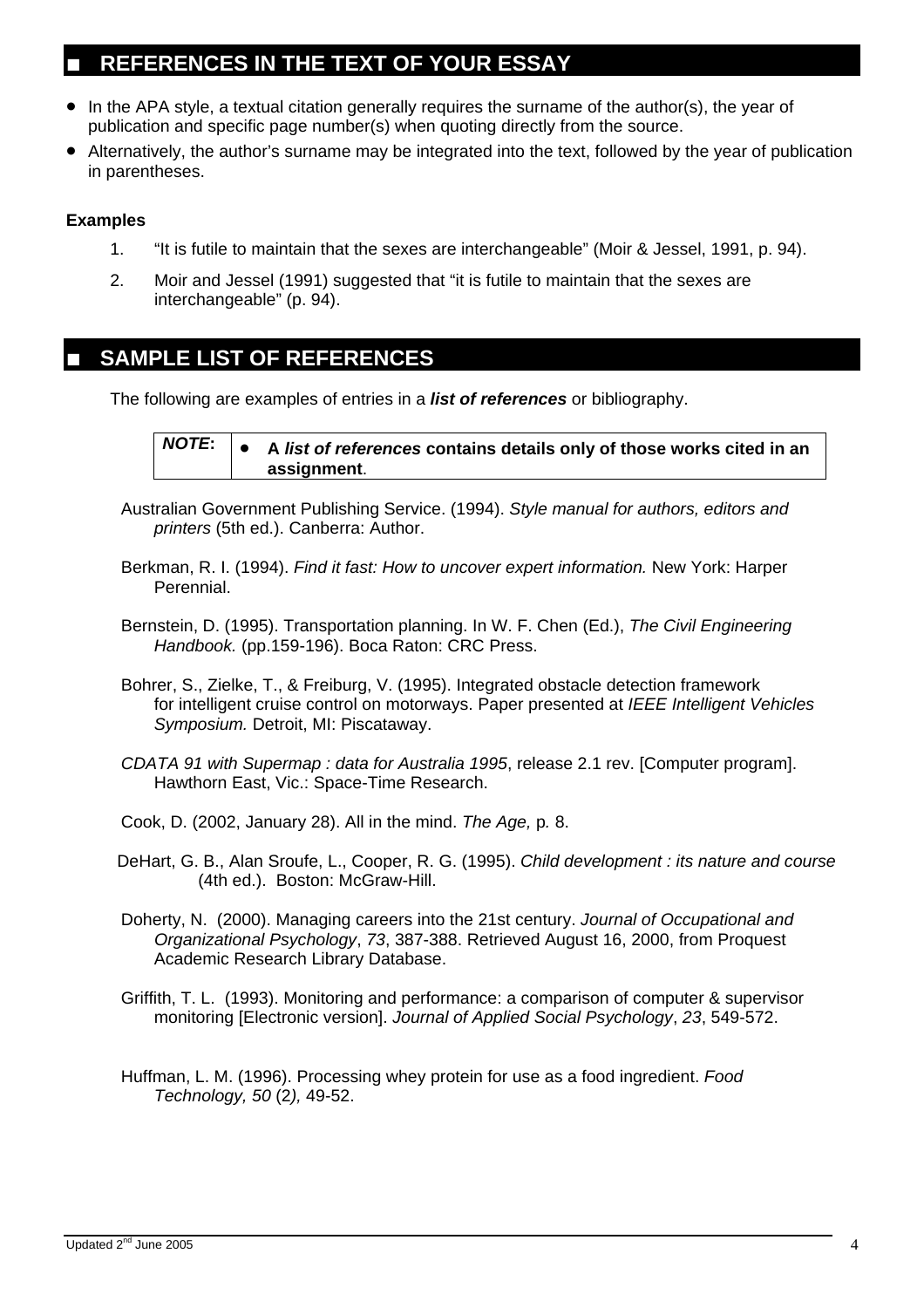## ■ REFERENCES IN THE TEXT OF YOUR ESSAY

- In the APA style, a textual citation generally requires the surname of the author(s), the year of publication and specific page number(s) when quoting directly from the source.
- Alternatively, the author's surname may be integrated into the text, followed by the year of publication in parentheses.

**Examples**

1. "It is futile to maintain that the sexes are interchangeable" (Moir & Jessel, 1991, p. 94).
2. Moir and Jessel (1991) suggested that "it is futile to maintain that the sexes are interchangeable" (p. 94).

## ■ SAMPLE LIST OF REFERENCES

The following are examples of entries in a ***list of references*** or bibliography.

| ***NOTE*:** | • **A *list of references* contains details only of those works cited in an assignment**. |
|---|---|

Australian Government Publishing Service. (1994). *Style manual for authors, editors and printers* (5th ed.). Canberra: Author.

Berkman, R. I. (1994). *Find it fast: How to uncover expert information.* New York: Harper Perennial.

Bernstein, D. (1995). Transportation planning. In W. F. Chen (Ed.), *The Civil Engineering Handbook.* (pp.159-196). Boca Raton: CRC Press.

Bohrer, S., Zielke, T., & Freiburg, V. (1995). Integrated obstacle detection framework for intelligent cruise control on motorways. Paper presented at *IEEE Intelligent Vehicles Symposium.* Detroit, MI: Piscataway.

*CDATA 91 with Supermap : data for Australia 1995*, release 2.1 rev. [Computer program]. Hawthorn East, Vic.: Space-Time Research.

Cook, D. (2002, January 28). All in the mind. *The Age,* p*.* 8.

DeHart, G. B., Alan Sroufe, L., Cooper, R. G. (1995). *Child development : its nature and course* (4th ed.). Boston: McGraw-Hill.

Doherty, N. (2000). Managing careers into the 21st century. *Journal of Occupational and Organizational Psychology*, *73*, 387-388. Retrieved August 16, 2000, from Proquest Academic Research Library Database.

Griffith, T. L. (1993). Monitoring and performance: a comparison of computer & supervisor monitoring [Electronic version]. *Journal of Applied Social Psychology*, *23*, 549-572.

Huffman, L. M. (1996). Processing whey protein for use as a food ingredient. *Food Technology, 50* (2*),* 49-52.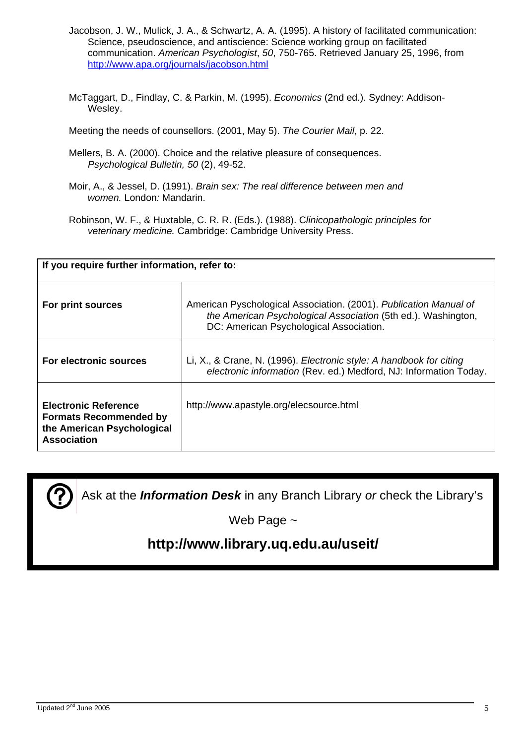Jacobson, J. W., Mulick, J. A., & Schwartz, A. A. (1995). A history of facilitated communication: Science, pseudoscience, and antiscience: Science working group on facilitated communication. *American Psychologist*, *50*, 750-765. Retrieved January 25, 1996, from http://www.apa.org/journals/jacobson.html

McTaggart, D., Findlay, C. & Parkin, M. (1995). *Economics* (2nd ed.). Sydney: Addison-Wesley.

Meeting the needs of counsellors. (2001, May 5). *The Courier Mail*, p. 22.

Mellers, B. A. (2000). Choice and the relative pleasure of consequences. *Psychological Bulletin, 50* (2), 49-52.

Moir, A., & Jessel, D. (1991). *Brain sex: The real difference between men and women.* London: Mandarin.

Robinson, W. F., & Huxtable, C. R. R. (Eds.). (1988). C*linicopathologic principles for veterinary medicine.* Cambridge: Cambridge University Press.

| **If you require further information, refer to:** | |
|---|---|
| **For print sources** | American Psychological Association. (2001). *Publication Manual of the American Psychological Association* (5th ed.). Washington, DC: American Psychological Association. |
| **For electronic sources** | Li, X., & Crane, N. (1996). *Electronic style: A handbook for citing electronic information* (Rev. ed.) Medford, NJ: Information Today. |
| **Electronic Reference Formats Recommended by the American Psychological Association** | http://www.apastyle.org/elecsource.html |

Ask at the ***Information Desk*** in any Branch Library *or* check the Library's Web Page ~

**http://www.library.uq.edu.au/useit/**

Updated 2nd June 2005